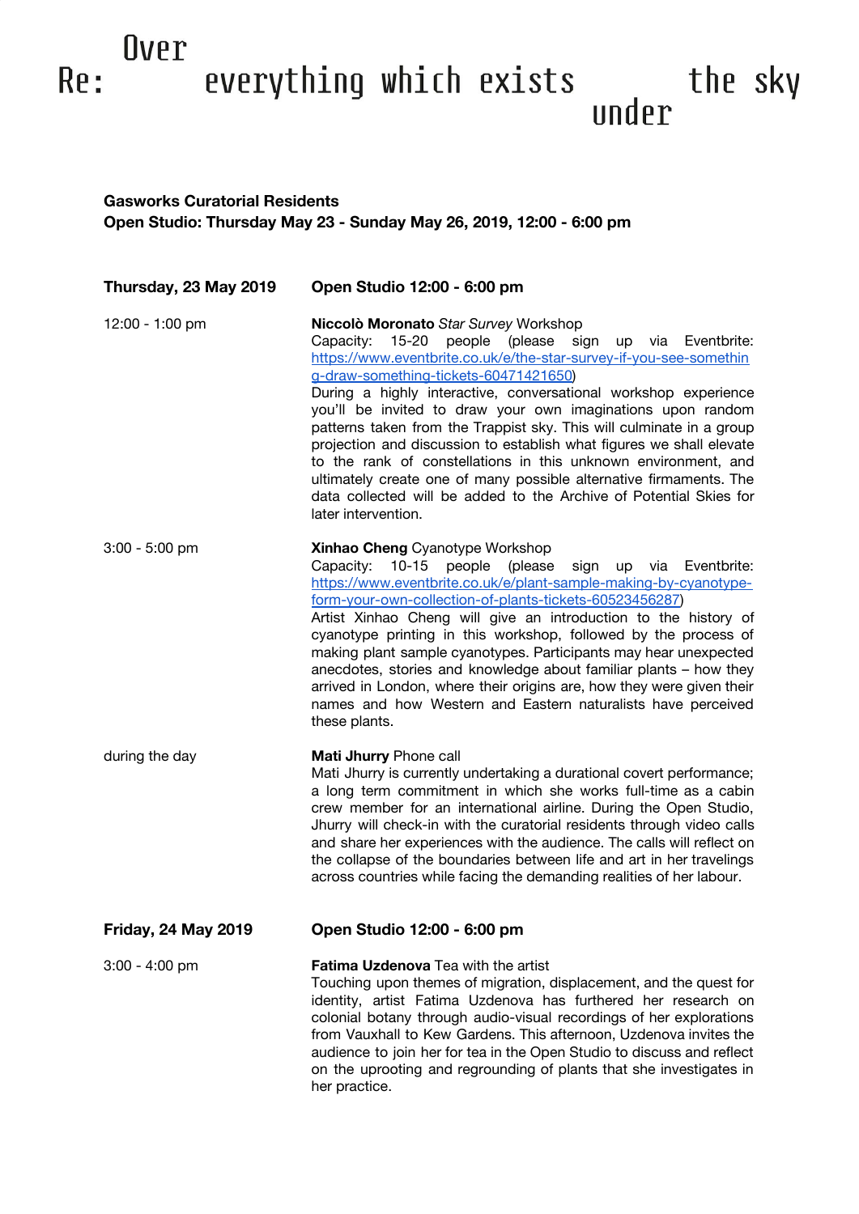# Re: Over everything which exists under the sky

**Gasworks Curatorial Residents**
**Open Studio: Thursday May 23 - Sunday May 26, 2019, 12:00 - 6:00 pm**

| | |
|---|---|
| **Thursday, 23 May 2019** | **Open Studio 12:00 - 6:00 pm** |
| 12:00 - 1:00 pm | **Niccolò Moronato** *Star Survey* Workshop<br>Capacity: 15-20 people (please sign up via Eventbrite: https://www.eventbrite.co.uk/e/the-star-survey-if-you-see-something-draw-something-tickets-60471421650)<br>During a highly interactive, conversational workshop experience you'll be invited to draw your own imaginations upon random patterns taken from the Trappist sky. This will culminate in a group projection and discussion to establish what figures we shall elevate to the rank of constellations in this unknown environment, and ultimately create one of many possible alternative firmaments. The data collected will be added to the Archive of Potential Skies for later intervention. |
| 3:00 - 5:00 pm | **Xinhao Cheng** Cyanotype Workshop<br>Capacity: 10-15 people (please sign up via Eventbrite: https://www.eventbrite.co.uk/e/plant-sample-making-by-cyanotype-form-your-own-collection-of-plants-tickets-60523456287)<br>Artist Xinhao Cheng will give an introduction to the history of cyanotype printing in this workshop, followed by the process of making plant sample cyanotypes. Participants may hear unexpected anecdotes, stories and knowledge about familiar plants – how they arrived in London, where their origins are, how they were given their names and how Western and Eastern naturalists have perceived these plants. |
| during the day | **Mati Jhurry** Phone call<br>Mati Jhurry is currently undertaking a durational covert performance; a long term commitment in which she works full-time as a cabin crew member for an international airline. During the Open Studio, Jhurry will check-in with the curatorial residents through video calls and share her experiences with the audience. The calls will reflect on the collapse of the boundaries between life and art in her travelings across countries while facing the demanding realities of her labour. |
| **Friday, 24 May 2019** | **Open Studio 12:00 - 6:00 pm** |
| 3:00 - 4:00 pm | **Fatima Uzdenova** Tea with the artist<br>Touching upon themes of migration, displacement, and the quest for identity, artist Fatima Uzdenova has furthered her research on colonial botany through audio-visual recordings of her explorations from Vauxhall to Kew Gardens. This afternoon, Uzdenova invites the audience to join her for tea in the Open Studio to discuss and reflect on the uprooting and regrounding of plants that she investigates in her practice. |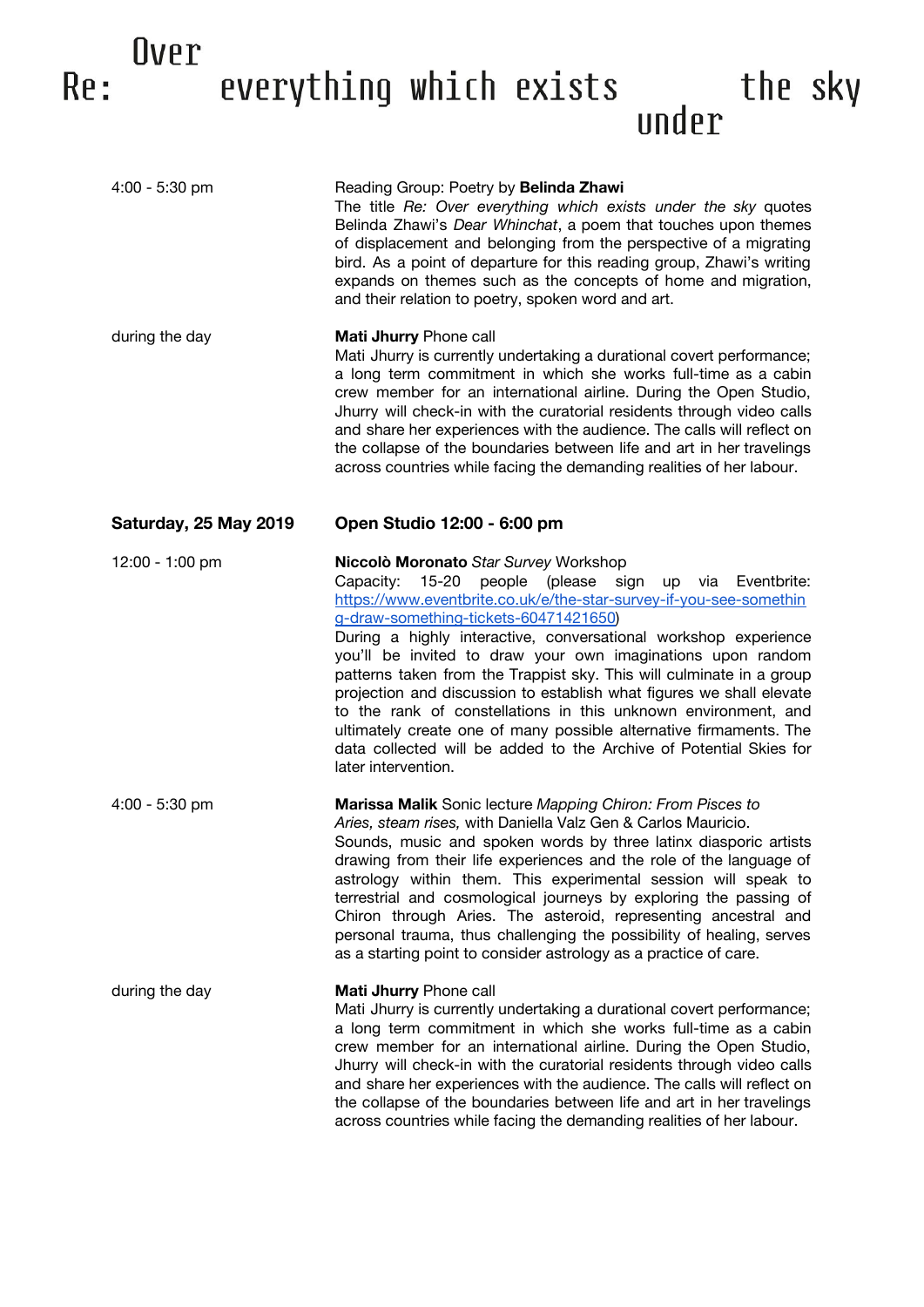# Re: Over everything which exists under the sky

| | |
|---|---|
| 4:00 - 5:30 pm | Reading Group: Poetry by **Belinda Zhawi**<br>The title *Re: Over everything which exists under the sky* quotes Belinda Zhawi's *Dear Whinchat*, a poem that touches upon themes of displacement and belonging from the perspective of a migrating bird. As a point of departure for this reading group, Zhawi's writing expands on themes such as the concepts of home and migration, and their relation to poetry, spoken word and art. |
| during the day | **Mati Jhurry** Phone call<br>Mati Jhurry is currently undertaking a durational covert performance; a long term commitment in which she works full-time as a cabin crew member for an international airline. During the Open Studio, Jhurry will check-in with the curatorial residents through video calls and share her experiences with the audience. The calls will reflect on the collapse of the boundaries between life and art in her travelings across countries while facing the demanding realities of her labour. |
| **Saturday, 25 May 2019** | **Open Studio 12:00 - 6:00 pm** |
| 12:00 - 1:00 pm | **Niccolò Moronato** *Star Survey* Workshop<br>Capacity: 15-20 people (please sign up via Eventbrite: https://www.eventbrite.co.uk/e/the-star-survey-if-you-see-something-draw-something-tickets-60471421650)<br>During a highly interactive, conversational workshop experience you'll be invited to draw your own imaginations upon random patterns taken from the Trappist sky. This will culminate in a group projection and discussion to establish what figures we shall elevate to the rank of constellations in this unknown environment, and ultimately create one of many possible alternative firmaments. The data collected will be added to the Archive of Potential Skies for later intervention. |
| 4:00 - 5:30 pm | **Marissa Malik** Sonic lecture *Mapping Chiron: From Pisces to Aries, steam rises,* with Daniella Valz Gen & Carlos Mauricio.<br>Sounds, music and spoken words by three latinx diasporic artists drawing from their life experiences and the role of the language of astrology within them. This experimental session will speak to terrestrial and cosmological journeys by exploring the passing of Chiron through Aries. The asteroid, representing ancestral and personal trauma, thus challenging the possibility of healing, serves as a starting point to consider astrology as a practice of care. |
| during the day | **Mati Jhurry** Phone call<br>Mati Jhurry is currently undertaking a durational covert performance; a long term commitment in which she works full-time as a cabin crew member for an international airline. During the Open Studio, Jhurry will check-in with the curatorial residents through video calls and share her experiences with the audience. The calls will reflect on the collapse of the boundaries between life and art in her travelings across countries while facing the demanding realities of her labour. |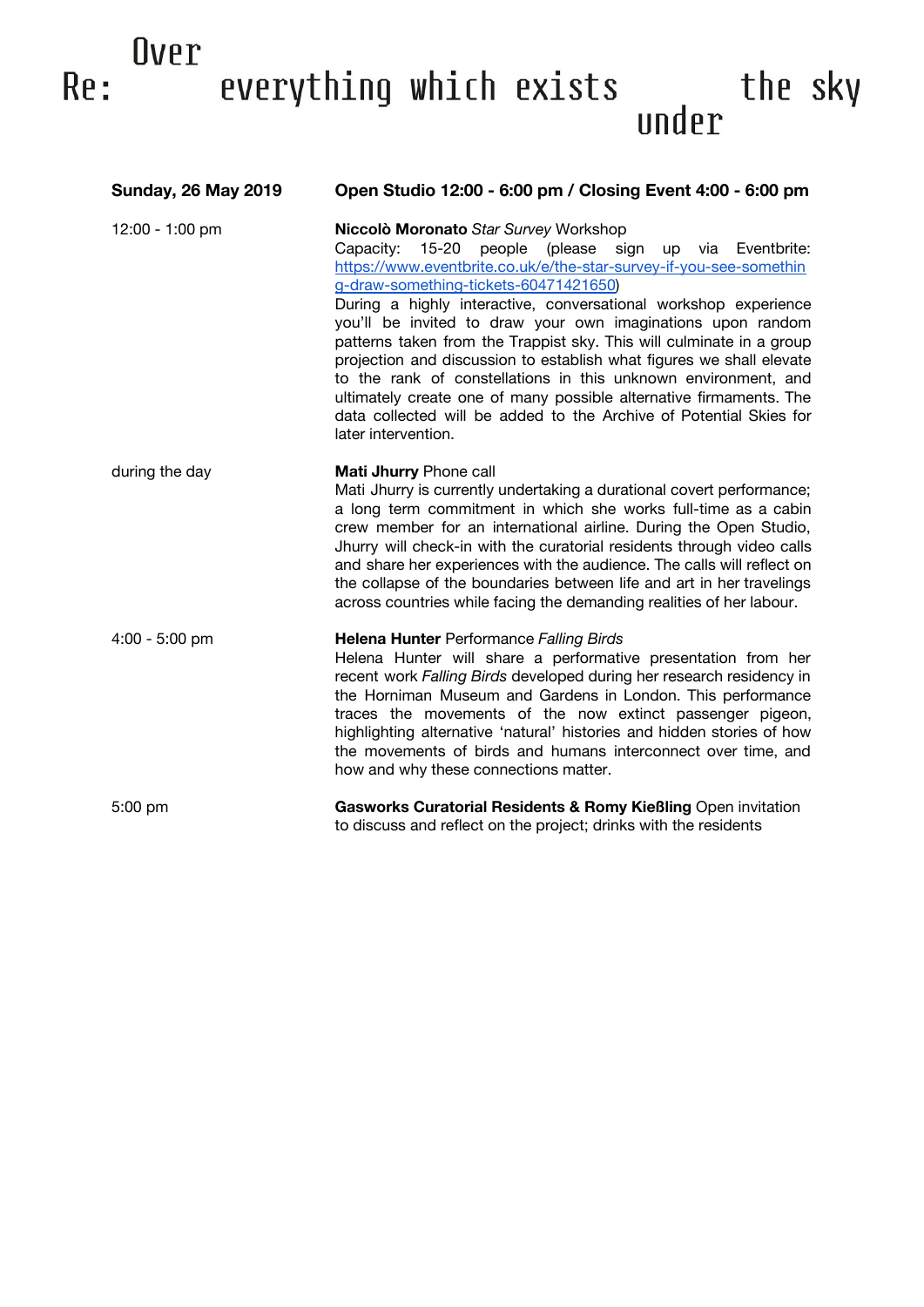# Re: Over everything which exists under the sky

| | |
|---|---|
| **Sunday, 26 May 2019** | **Open Studio 12:00 - 6:00 pm / Closing Event 4:00 - 6:00 pm** |
| 12:00 - 1:00 pm | **Niccolò Moronato** *Star Survey* Workshop<br>Capacity: 15-20 people (please sign up via Eventbrite: https://www.eventbrite.co.uk/e/the-star-survey-if-you-see-something-draw-something-tickets-60471421650)<br>During a highly interactive, conversational workshop experience you'll be invited to draw your own imaginations upon random patterns taken from the Trappist sky. This will culminate in a group projection and discussion to establish what figures we shall elevate to the rank of constellations in this unknown environment, and ultimately create one of many possible alternative firmaments. The data collected will be added to the Archive of Potential Skies for later intervention. |
| during the day | **Mati Jhurry** Phone call<br>Mati Jhurry is currently undertaking a durational covert performance; a long term commitment in which she works full-time as a cabin crew member for an international airline. During the Open Studio, Jhurry will check-in with the curatorial residents through video calls and share her experiences with the audience. The calls will reflect on the collapse of the boundaries between life and art in her travelings across countries while facing the demanding realities of her labour. |
| 4:00 - 5:00 pm | **Helena Hunter** Performance *Falling Birds*<br>Helena Hunter will share a performative presentation from her recent work *Falling Birds* developed during her research residency in the Horniman Museum and Gardens in London. This performance traces the movements of the now extinct passenger pigeon, highlighting alternative 'natural' histories and hidden stories of how the movements of birds and humans interconnect over time, and how and why these connections matter. |
| 5:00 pm | **Gasworks Curatorial Residents & Romy Kießling** Open invitation to discuss and reflect on the project; drinks with the residents |